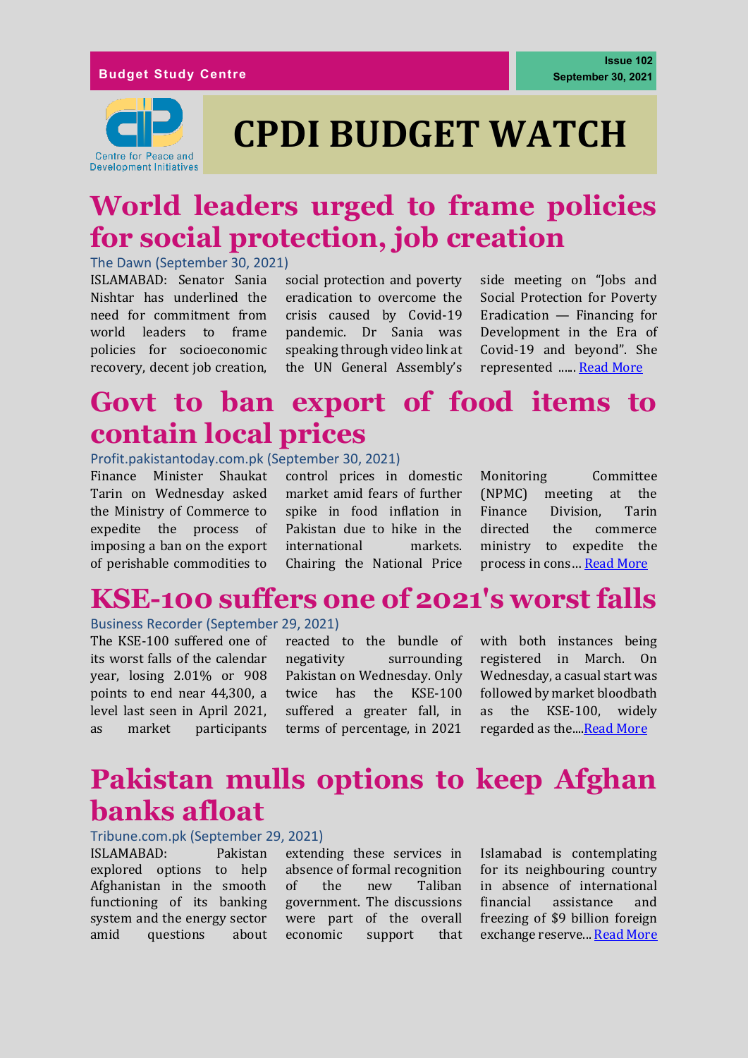Budget Study Centre

Issue 102
September 30, 2021

Centre for Peace and Development Initiatives

# CPDI BUDGET WATCH

## World leaders urged to frame policies for social protection, job creation

The Dawn (September 30, 2021)

ISLAMABAD: Senator Sania Nishtar has underlined the need for commitment from world leaders to frame policies for socioeconomic recovery, decent job creation, social protection and poverty eradication to overcome the crisis caused by Covid-19 pandemic. Dr Sania was speaking through video link at the UN General Assembly's side meeting on "Jobs and Social Protection for Poverty Eradication — Financing for Development in the Era of Covid-19 and beyond". She represented ...... Read More

## Govt to ban export of food items to contain local prices

Profit.pakistantoday.com.pk (September 30, 2021)

Finance Minister Shaukat Tarin on Wednesday asked the Ministry of Commerce to expedite the process of imposing a ban on the export of perishable commodities to control prices in domestic market amid fears of further spike in food inflation in Pakistan due to hike in the international markets. Chairing the National Price Monitoring Committee (NPMC) meeting at the Finance Division, Tarin directed the commerce ministry to expedite the process in cons… Read More

## KSE-100 suffers one of 2021's worst falls

Business Recorder (September 29, 2021)

The KSE-100 suffered one of its worst falls of the calendar year, losing 2.01% or 908 points to end near 44,300, a level last seen in April 2021, as market participants reacted to the bundle of negativity surrounding Pakistan on Wednesday. Only twice has the KSE-100 suffered a greater fall, in terms of percentage, in 2021 with both instances being registered in March. On Wednesday, a casual start was followed by market bloodbath as the KSE-100, widely regarded as the....Read More

## Pakistan mulls options to keep Afghan banks afloat

Tribune.com.pk (September 29, 2021)

ISLAMABAD: Pakistan explored options to help Afghanistan in the smooth functioning of its banking system and the energy sector amid questions about extending these services in absence of formal recognition of the new Taliban government. The discussions were part of the overall economic support that Islamabad is contemplating for its neighbouring country in absence of international financial assistance and freezing of $9 billion foreign exchange reserve... Read More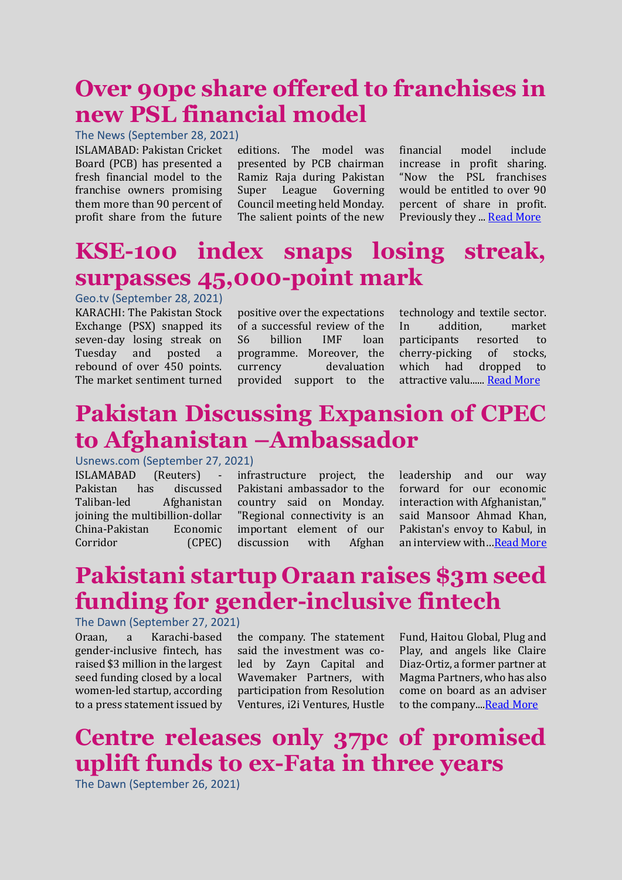# Over 90pc share offered to franchises in new PSL financial model

The News (September 28, 2021)

ISLAMABAD: Pakistan Cricket Board (PCB) has presented a fresh financial model to the franchise owners promising them more than 90 percent of profit share from the future editions. The model was presented by PCB chairman Ramiz Raja during Pakistan Super League Governing Council meeting held Monday. The salient points of the new financial model include increase in profit sharing. "Now the PSL franchises would be entitled to over 90 percent of share in profit. Previously they ... Read More

# KSE-100 index snaps losing streak, surpasses 45,000-point mark

Geo.tv (September 28, 2021)

KARACHI: The Pakistan Stock Exchange (PSX) snapped its seven-day losing streak on Tuesday and posted a rebound of over 450 points. The market sentiment turned positive over the expectations of a successful review of the S6 billion IMF loan programme. Moreover, the currency devaluation provided support to the technology and textile sector. In addition, market participants resorted to cherry-picking of stocks, which had dropped to attractive valu...... Read More

# Pakistan Discussing Expansion of CPEC to Afghanistan –Ambassador

Usnews.com (September 27, 2021)

ISLAMABAD (Reuters) - Pakistan has discussed Taliban-led Afghanistan joining the multibillion-dollar China-Pakistan Economic Corridor (CPEC) infrastructure project, the Pakistani ambassador to the country said on Monday. "Regional connectivity is an important element of our discussion with Afghan leadership and our way forward for our economic interaction with Afghanistan," said Mansoor Ahmad Khan, Pakistan's envoy to Kabul, in an interview with…Read More

# Pakistani startup Oraan raises $3m seed funding for gender-inclusive fintech

The Dawn (September 27, 2021)

Oraan, a Karachi-based gender-inclusive fintech, has raised $3 million in the largest seed funding closed by a local women-led startup, according to a press statement issued by the company. The statement said the investment was co-led by Zayn Capital and Wavemaker Partners, with participation from Resolution Ventures, i2i Ventures, Hustle Fund, Haitou Global, Plug and Play, and angels like Claire Diaz-Ortiz, a former partner at Magma Partners, who has also come on board as an adviser to the company....Read More

# Centre releases only 37pc of promised uplift funds to ex-Fata in three years

The Dawn (September 26, 2021)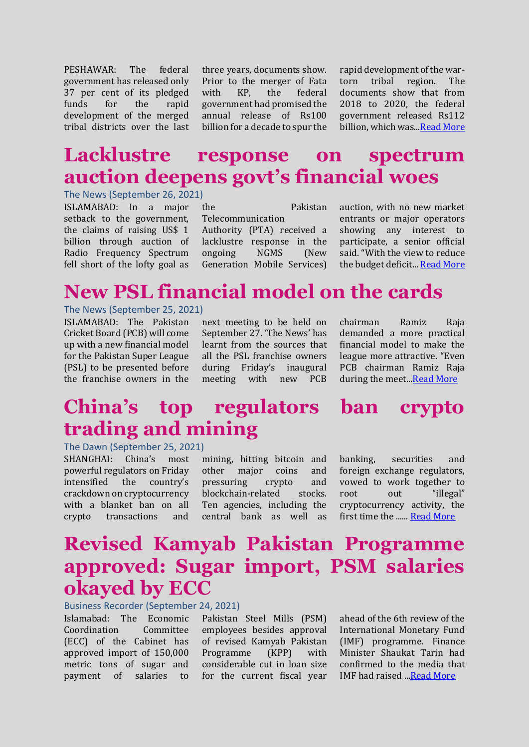PESHAWAR: The federal government has released only 37 per cent of its pledged funds for the rapid development of the merged tribal districts over the last three years, documents show. Prior to the merger of Fata with KP, the federal government had promised the annual release of Rs100 billion for a decade to spur the rapid development of the war-torn tribal region. The documents show that from 2018 to 2020, the federal government released Rs112 billion, which was...Read More

# Lacklustre response on spectrum auction deepens govt's financial woes

The News (September 26, 2021)

ISLAMABAD: In a major setback to the government, the claims of raising US$ 1 billion through auction of Radio Frequency Spectrum fell short of the lofty goal as the Pakistan Telecommunication Authority (PTA) received a lacklustre response in the ongoing NGMS (New Generation Mobile Services) auction, with no new market entrants or major operators showing any interest to participate, a senior official said. "With the view to reduce the budget deficit... Read More

# New PSL financial model on the cards

The News (September 25, 2021)

ISLAMABAD: The Pakistan Cricket Board (PCB) will come up with a new financial model for the Pakistan Super League (PSL) to be presented before the franchise owners in the next meeting to be held on September 27. 'The News' has learnt from the sources that all the PSL franchise owners during Friday's inaugural meeting with new PCB chairman Ramiz Raja demanded a more practical financial model to make the league more attractive. "Even PCB chairman Ramiz Raja during the meet...Read More

# China's top regulators ban crypto trading and mining

The Dawn (September 25, 2021)

SHANGHAI: China's most powerful regulators on Friday intensified the country's crackdown on cryptocurrency with a blanket ban on all crypto transactions and mining, hitting bitcoin and other major coins and pressuring crypto and blockchain-related stocks. Ten agencies, including the central bank as well as banking, securities and foreign exchange regulators, vowed to work together to root out "illegal" cryptocurrency activity, the first time the ...... Read More

# Revised Kamyab Pakistan Programme approved: Sugar import, PSM salaries okayed by ECC

Business Recorder (September 24, 2021)

Islamabad: The Economic Coordination Committee (ECC) of the Cabinet has approved import of 150,000 metric tons of sugar and payment of salaries to Pakistan Steel Mills (PSM) employees besides approval of revised Kamyab Pakistan Programme (KPP) with considerable cut in loan size for the current fiscal year ahead of the 6th review of the International Monetary Fund (IMF) programme. Finance Minister Shaukat Tarin had confirmed to the media that IMF had raised ...Read More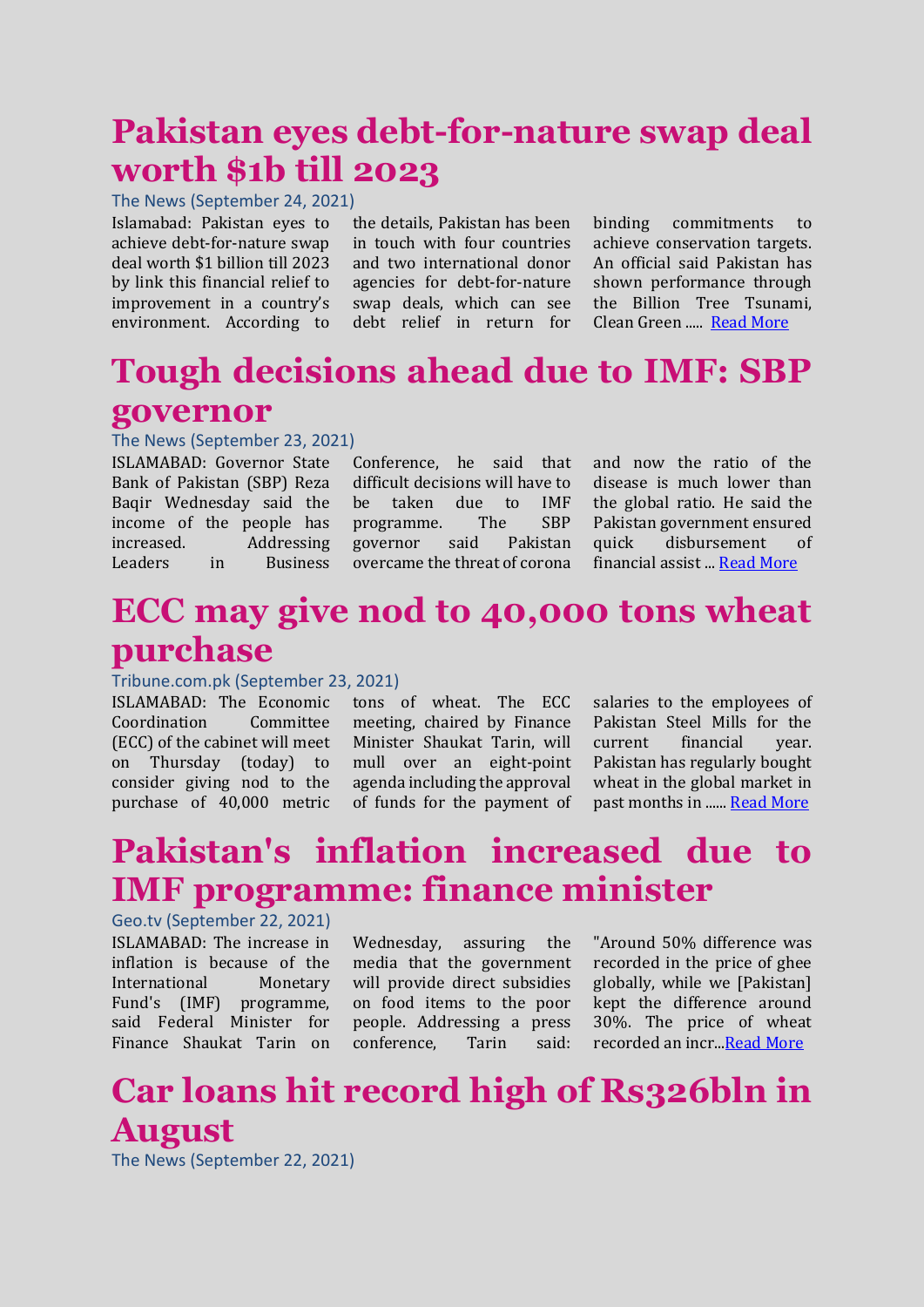# Pakistan eyes debt-for-nature swap deal worth $1b till 2023

The News (September 24, 2021)

Islamabad: Pakistan eyes to achieve debt-for-nature swap deal worth $1 billion till 2023 by link this financial relief to improvement in a country's environment. According to the details, Pakistan has been in touch with four countries and two international donor agencies for debt-for-nature swap deals, which can see debt relief in return for binding commitments to achieve conservation targets. An official said Pakistan has shown performance through the Billion Tree Tsunami, Clean Green ..... Read More

# Tough decisions ahead due to IMF: SBP governor

The News (September 23, 2021)

ISLAMABAD: Governor State Bank of Pakistan (SBP) Reza Baqir Wednesday said the income of the people has increased. Addressing Leaders in Business Conference, he said that difficult decisions will have to be taken due to IMF programme. The SBP governor said Pakistan overcame the threat of corona and now the ratio of the disease is much lower than the global ratio. He said the Pakistan government ensured quick disbursement of financial assist ... Read More

# ECC may give nod to 40,000 tons wheat purchase

Tribune.com.pk (September 23, 2021)

ISLAMABAD: The Economic Coordination Committee (ECC) of the cabinet will meet on Thursday (today) to consider giving nod to the purchase of 40,000 metric tons of wheat. The ECC meeting, chaired by Finance Minister Shaukat Tarin, will mull over an eight-point agenda including the approval of funds for the payment of salaries to the employees of Pakistan Steel Mills for the current financial year. Pakistan has regularly bought wheat in the global market in past months in ...... Read More

# Pakistan's inflation increased due to IMF programme: finance minister

Geo.tv (September 22, 2021)

ISLAMABAD: The increase in inflation is because of the International Monetary Fund's (IMF) programme, said Federal Minister for Finance Shaukat Tarin on Wednesday, assuring the media that the government will provide direct subsidies on food items to the poor people. Addressing a press conference, Tarin said: "Around 50% difference was recorded in the price of ghee globally, while we [Pakistan] kept the difference around 30%. The price of wheat recorded an incr...Read More

# Car loans hit record high of Rs326bln in August

The News (September 22, 2021)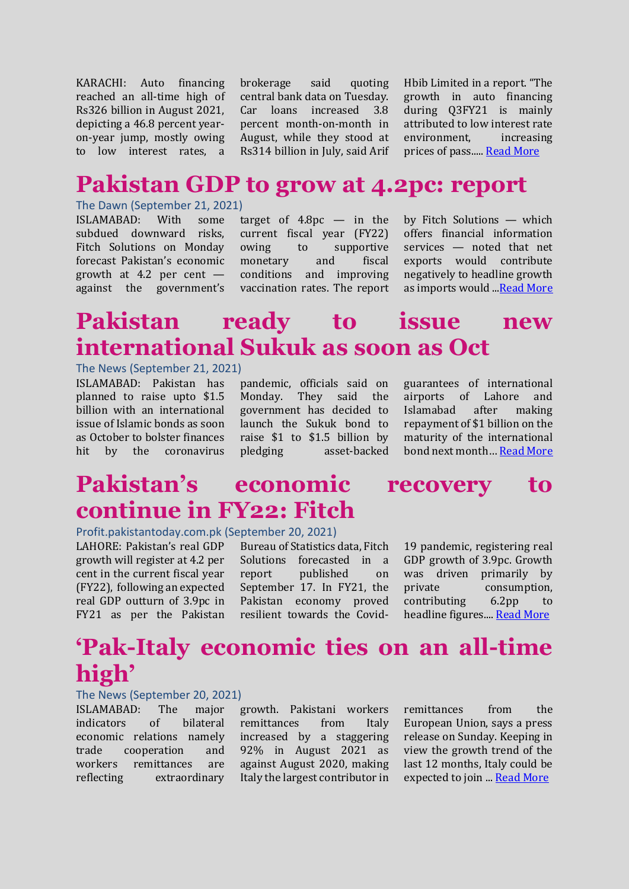KARACHI: Auto financing reached an all-time high of Rs326 billion in August 2021, depicting a 46.8 percent year-on-year jump, mostly owing to low interest rates, a brokerage said quoting central bank data on Tuesday. Car loans increased 3.8 percent month-on-month in August, while they stood at Rs314 billion in July, said Arif Hbib Limited in a report. "The growth in auto financing during Q3FY21 is mainly attributed to low interest rate environment, increasing prices of pass..... Read More

# Pakistan GDP to grow at 4.2pc: report

The Dawn (September 21, 2021)

ISLAMABAD: With some subdued downward risks, Fitch Solutions on Monday forecast Pakistan's economic growth at 4.2 per cent — against the government's target of 4.8pc — in the current fiscal year (FY22) owing to supportive monetary and fiscal conditions and improving vaccination rates. The report by Fitch Solutions — which offers financial information services — noted that net exports would contribute negatively to headline growth as imports would ...Read More

# Pakistan ready to issue new international Sukuk as soon as Oct

The News (September 21, 2021)

ISLAMABAD: Pakistan has planned to raise upto $1.5 billion with an international issue of Islamic bonds as soon as October to bolster finances hit by the coronavirus pandemic, officials said on Monday. They said the government has decided to launch the Sukuk bond to raise $1 to $1.5 billion by pledging asset-backed guarantees of international airports of Lahore and Islamabad after making repayment of $1 billion on the maturity of the international bond next month… Read More

# Pakistan's economic recovery to continue in FY22: Fitch

Profit.pakistantoday.com.pk (September 20, 2021)

LAHORE: Pakistan's real GDP growth will register at 4.2 per cent in the current fiscal year (FY22), following an expected real GDP outturn of 3.9pc in FY21 as per the Pakistan Bureau of Statistics data, Fitch Solutions forecasted in a report published on September 17. In FY21, the Pakistan economy proved resilient towards the Covid-19 pandemic, registering real GDP growth of 3.9pc. Growth was driven primarily by private consumption, contributing 6.2pp to headline figures.... Read More

# 'Pak-Italy economic ties on an all-time high'

The News (September 20, 2021)

ISLAMABAD: The major indicators of bilateral economic relations namely trade cooperation and workers remittances are reflecting extraordinary growth. Pakistani workers remittances from Italy increased by a staggering 92% in August 2021 as against August 2020, making Italy the largest contributor in remittances from the European Union, says a press release on Sunday. Keeping in view the growth trend of the last 12 months, Italy could be expected to join ... Read More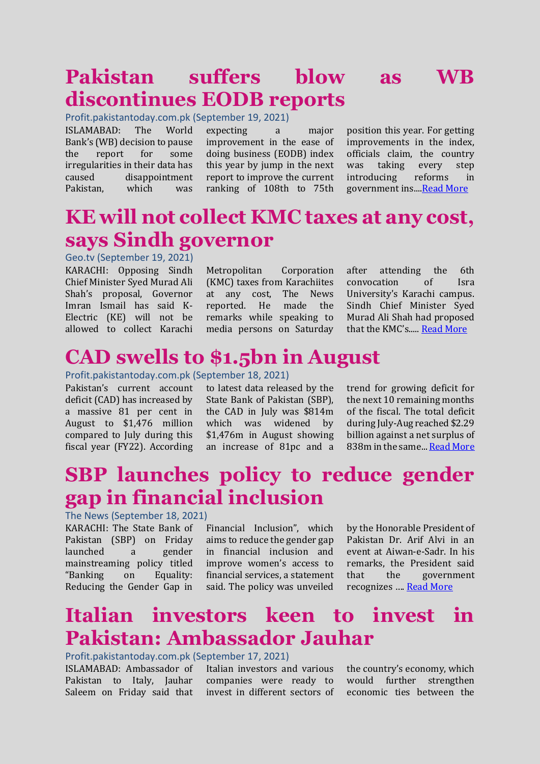# Pakistan suffers blow as WB discontinues EODB reports

Profit.pakistantoday.com.pk (September 19, 2021)

ISLAMABAD: The World Bank's (WB) decision to pause the report for some irregularities in their data has caused disappointment Pakistan, which was expecting a major improvement in the ease of doing business (EODB) index this year by jump in the next report to improve the current ranking of 108th to 75th position this year. For getting improvements in the index, officials claim, the country was taking every step introducing reforms in government ins....Read More

# KE will not collect KMC taxes at any cost, says Sindh governor

Geo.tv (September 19, 2021)

KARACHI: Opposing Sindh Chief Minister Syed Murad Ali Shah's proposal, Governor Imran Ismail has said K-Electric (KE) will not be allowed to collect Karachi Metropolitan Corporation (KMC) taxes from Karachiites at any cost, The News reported. He made the remarks while speaking to media persons on Saturday after attending the 6th convocation of Isra University's Karachi campus. Sindh Chief Minister Syed Murad Ali Shah had proposed that the KMC's..... Read More

# CAD swells to $1.5bn in August

Profit.pakistantoday.com.pk (September 18, 2021)

Pakistan's current account deficit (CAD) has increased by a massive 81 per cent in August to $1,476 million compared to July during this fiscal year (FY22). According to latest data released by the State Bank of Pakistan (SBP), the CAD in July was $814m which was widened by $1,476m in August showing an increase of 81pc and a trend for growing deficit for the next 10 remaining months of the fiscal. The total deficit during July-Aug reached $2.29 billion against a net surplus of 838m in the same... Read More

# SBP launches policy to reduce gender gap in financial inclusion

The News (September 18, 2021)

KARACHI: The State Bank of Pakistan (SBP) on Friday launched a gender mainstreaming policy titled "Banking on Equality: Reducing the Gender Gap in Financial Inclusion", which aims to reduce the gender gap in financial inclusion and improve women's access to financial services, a statement said. The policy was unveiled by the Honorable President of Pakistan Dr. Arif Alvi in an event at Aiwan-e-Sadr. In his remarks, the President said that the government recognizes .... Read More

# Italian investors keen to invest in Pakistan: Ambassador Jauhar

Profit.pakistantoday.com.pk (September 17, 2021)

ISLAMABAD: Ambassador of Pakistan to Italy, Jauhar Saleem on Friday said that Italian investors and various companies were ready to invest in different sectors of the country's economy, which would further strengthen economic ties between the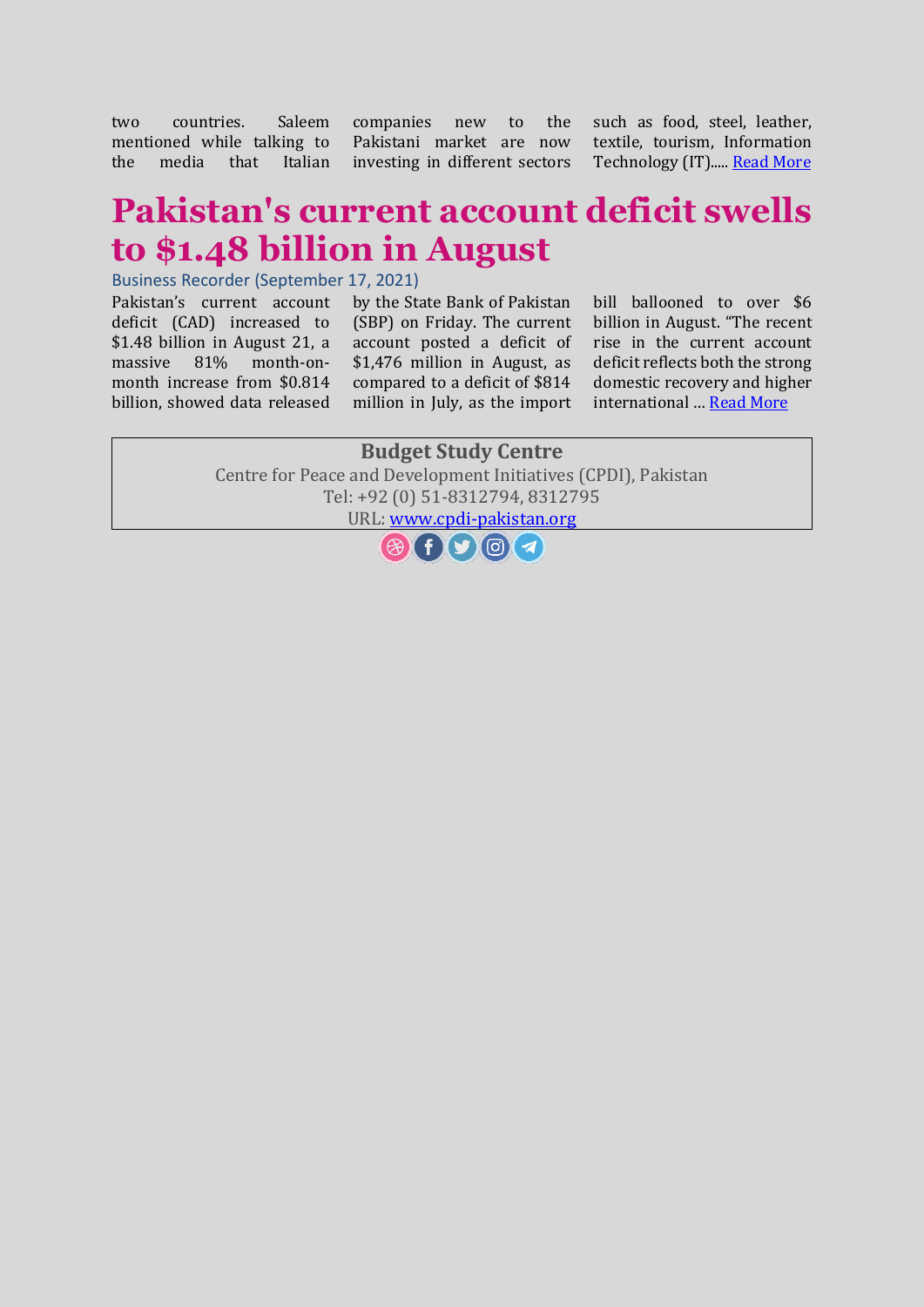two countries. Saleem mentioned while talking to the media that Italian companies new to the Pakistani market are now investing in different sectors such as food, steel, leather, textile, tourism, Information Technology (IT)..... Read More

# Pakistan's current account deficit swells to $1.48 billion in August

Business Recorder (September 17, 2021)

Pakistan's current account deficit (CAD) increased to $1.48 billion in August 21, a massive 81% month-on-month increase from $0.814 billion, showed data released by the State Bank of Pakistan (SBP) on Friday. The current account posted a deficit of $1,476 million in August, as compared to a deficit of $814 million in July, as the import bill ballooned to over $6 billion in August. "The recent rise in the current account deficit reflects both the strong domestic recovery and higher international ... Read More

---

**Budget Study Centre**

Centre for Peace and Development Initiatives (CPDI), Pakistan

Tel: +92 (0) 51-8312794, 8312795

URL: www.cpdi-pakistan.org